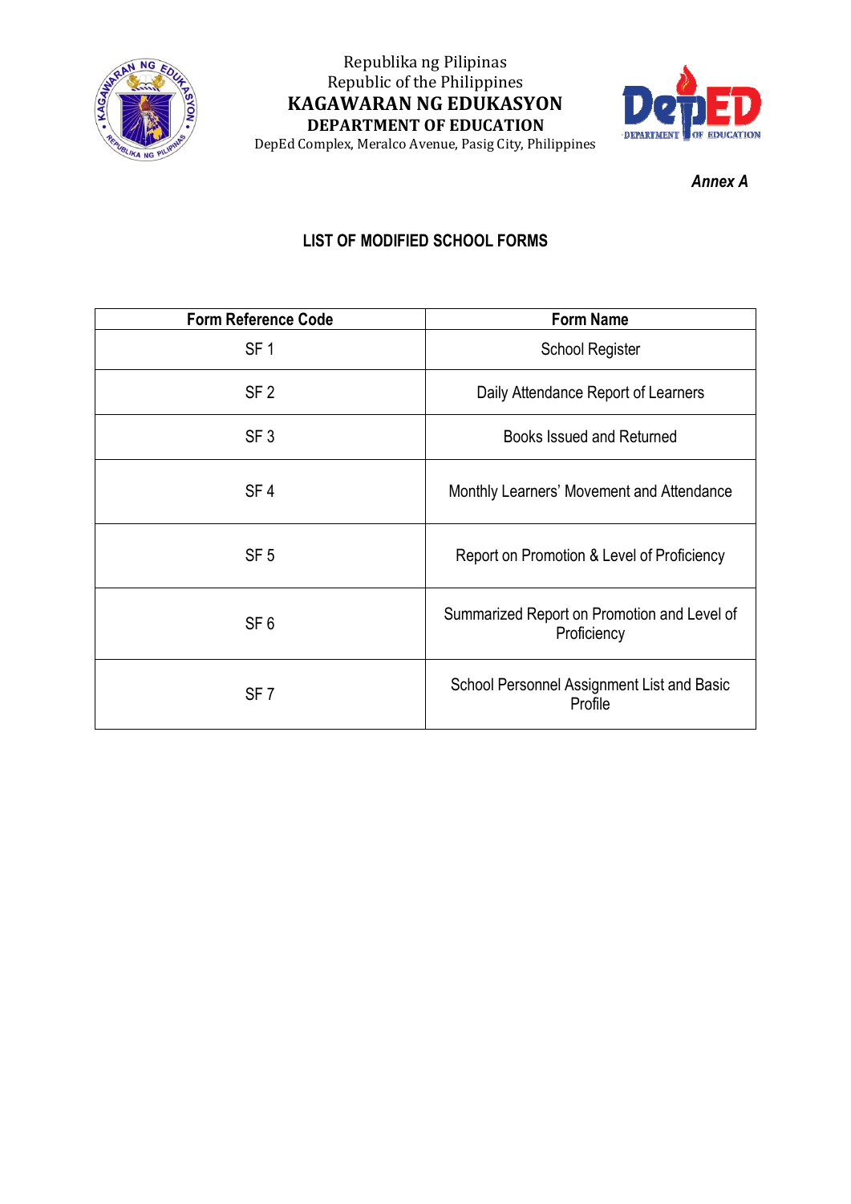Republika ng Pilipinas
Republic of the Philippines
**KAGAWARAN NG EDUKASYON**
**DEPARTMENT OF EDUCATION**
DepEd Complex, Meralco Avenue, Pasig City, Philippines

***Annex A***

## LIST OF MODIFIED SCHOOL FORMS

| Form Reference Code | Form Name |
|---|---|
| SF 1 | School Register |
| SF 2 | Daily Attendance Report of Learners |
| SF 3 | Books Issued and Returned |
| SF 4 | Monthly Learners' Movement and Attendance |
| SF 5 | Report on Promotion & Level of Proficiency |
| SF 6 | Summarized Report on Promotion and Level of Proficiency |
| SF 7 | School Personnel Assignment List and Basic Profile |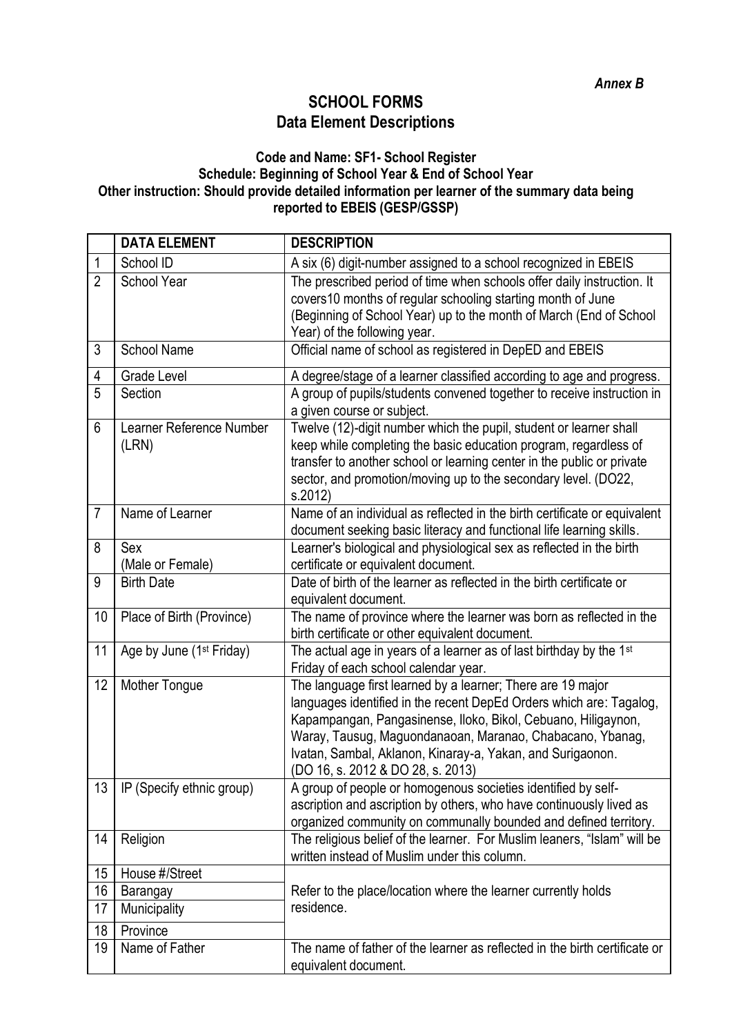*Annex B*

# SCHOOL FORMS
## Data Element Descriptions

**Code and Name: SF1- School Register**
**Schedule: Beginning of School Year & End of School Year**
**Other instruction: Should provide detailed information per learner of the summary data being reported to EBEIS (GESP/GSSP)**

| | DATA ELEMENT | DESCRIPTION |
|---|---|---|
| 1 | School ID | A six (6) digit-number assigned to a school recognized in EBEIS |
| 2 | School Year | The prescribed period of time when schools offer daily instruction. It covers10 months of regular schooling starting month of June (Beginning of School Year) up to the month of March (End of School Year) of the following year. |
| 3 | School Name | Official name of school as registered in DepED and EBEIS |
| 4 | Grade Level | A degree/stage of a learner classified according to age and progress. |
| 5 | Section | A group of pupils/students convened together to receive instruction in a given course or subject. |
| 6 | Learner Reference Number (LRN) | Twelve (12)-digit number which the pupil, student or learner shall keep while completing the basic education program, regardless of transfer to another school or learning center in the public or private sector, and promotion/moving up to the secondary level. (DO22, s.2012) |
| 7 | Name of Learner | Name of an individual as reflected in the birth certificate or equivalent document seeking basic literacy and functional life learning skills. |
| 8 | Sex (Male or Female) | Learner's biological and physiological sex as reflected in the birth certificate or equivalent document. |
| 9 | Birth Date | Date of birth of the learner as reflected in the birth certificate or equivalent document. |
| 10 | Place of Birth (Province) | The name of province where the learner was born as reflected in the birth certificate or other equivalent document. |
| 11 | Age by June (1st Friday) | The actual age in years of a learner as of last birthday by the 1st Friday of each school calendar year. |
| 12 | Mother Tongue | The language first learned by a learner; There are 19 major languages identified in the recent DepEd Orders which are: Tagalog, Kapampangan, Pangasinense, Iloko, Bikol, Cebuano, Hiligaynon, Waray, Tausug, Maguondanaoan, Maranao, Chabacano, Ybanag, Ivatan, Sambal, Aklanon, Kinaray-a, Yakan, and Surigaonon. (DO 16, s. 2012 & DO 28, s. 2013) |
| 13 | IP (Specify ethnic group) | A group of people or homogenous societies identified by self-ascription and ascription by others, who have continuously lived as organized community on communally bounded and defined territory. |
| 14 | Religion | The religious belief of the learner. For Muslim leaners, "Islam" will be written instead of Muslim under this column. |
| 15 | House #/Street | Refer to the place/location where the learner currently holds residence. |
| 16 | Barangay | |
| 17 | Municipality | |
| 18 | Province | |
| 19 | Name of Father | The name of father of the learner as reflected in the birth certificate or equivalent document. |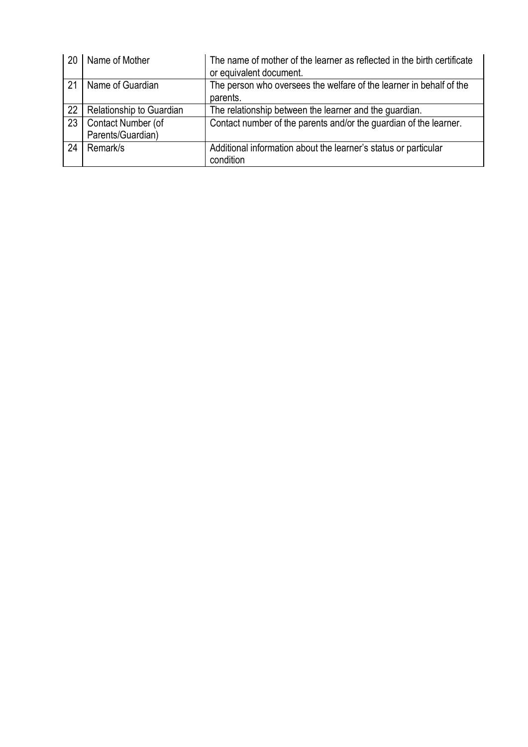| | | |
|---|---|---|
| 20 | Name of Mother | The name of mother of the learner as reflected in the birth certificate or equivalent document. |
| 21 | Name of Guardian | The person who oversees the welfare of the learner in behalf of the parents. |
| 22 | Relationship to Guardian | The relationship between the learner and the guardian. |
| 23 | Contact Number (of Parents/Guardian) | Contact number of the parents and/or the guardian of the learner. |
| 24 | Remark/s | Additional information about the learner's status or particular condition |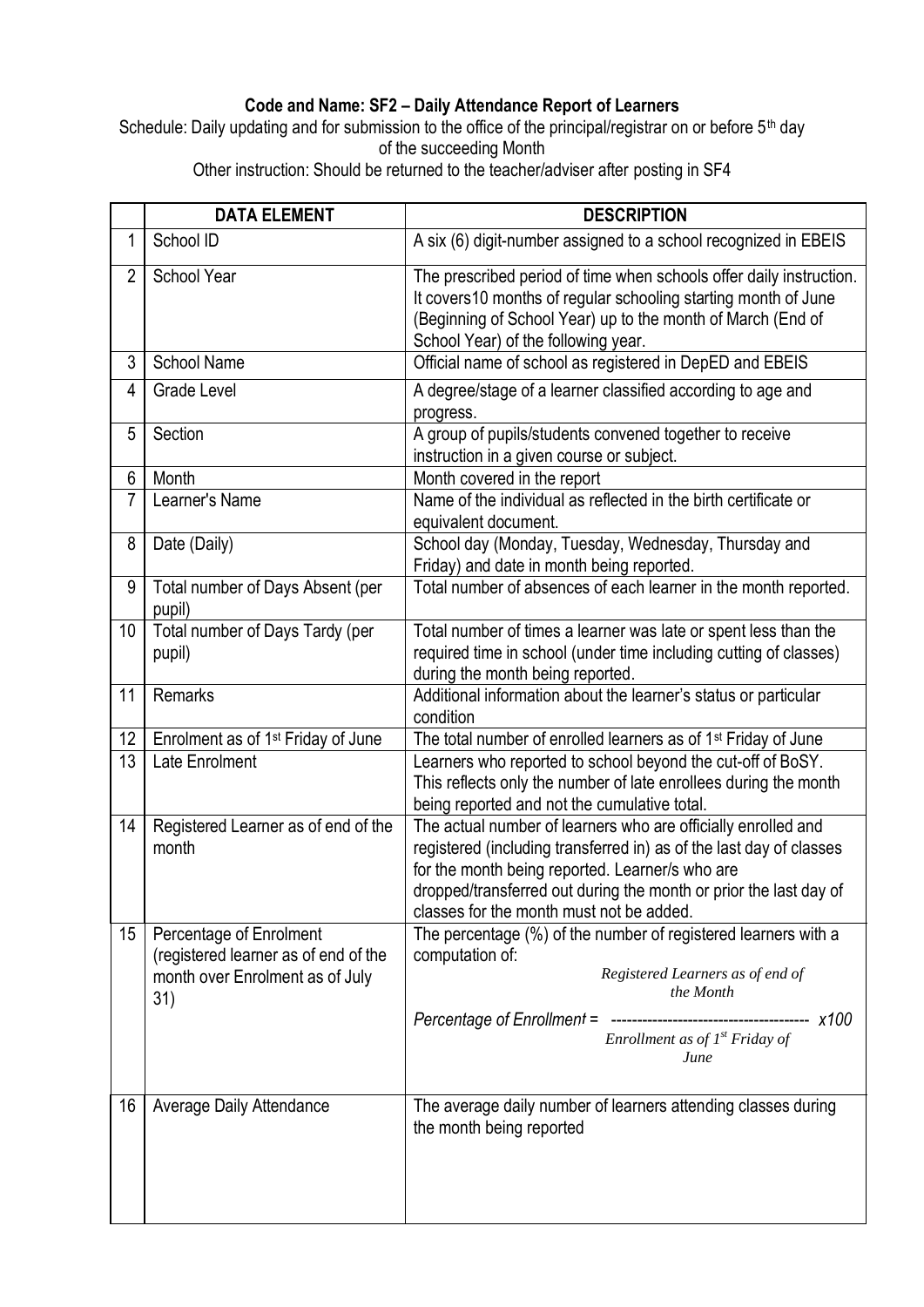**Code and Name: SF2 – Daily Attendance Report of Learners**

Schedule: Daily updating and for submission to the office of the principal/registrar on or before 5th day of the succeeding Month

Other instruction: Should be returned to the teacher/adviser after posting in SF4

| | DATA ELEMENT | DESCRIPTION |
|---|---|---|
| 1 | School ID | A six (6) digit-number assigned to a school recognized in EBEIS |
| 2 | School Year | The prescribed period of time when schools offer daily instruction. It covers10 months of regular schooling starting month of June (Beginning of School Year) up to the month of March (End of School Year) of the following year. |
| 3 | School Name | Official name of school as registered in DepED and EBEIS |
| 4 | Grade Level | A degree/stage of a learner classified according to age and progress. |
| 5 | Section | A group of pupils/students convened together to receive instruction in a given course or subject. |
| 6 | Month | Month covered in the report |
| 7 | Learner's Name | Name of the individual as reflected in the birth certificate or equivalent document. |
| 8 | Date (Daily) | School day (Monday, Tuesday, Wednesday, Thursday and Friday) and date in month being reported. |
| 9 | Total number of Days Absent (per pupil) | Total number of absences of each learner in the month reported. |
| 10 | Total number of Days Tardy (per pupil) | Total number of times a learner was late or spent less than the required time in school (under time including cutting of classes) during the month being reported. |
| 11 | Remarks | Additional information about the learner's status or particular condition |
| 12 | Enrolment as of 1st Friday of June | The total number of enrolled learners as of 1st Friday of June |
| 13 | Late Enrolment | Learners who reported to school beyond the cut-off of BoSY. This reflects only the number of late enrollees during the month being reported and not the cumulative total. |
| 14 | Registered Learner as of end of the month | The actual number of learners who are officially enrolled and registered (including transferred in) as of the last day of classes for the month being reported. Learner/s who are dropped/transferred out during the month or prior the last day of classes for the month must not be added. |
| 15 | Percentage of Enrolment (registered learner as of end of the month over Enrolment as of July 31) | The percentage (%) of the number of registered learners with a computation of: $$\text{Percentage of Enrollment} = \frac{\text{Registered Learners as of end of the Month}}{\text{Enrollment as of } 1^{st} \text{ Friday of June}} \times 100$$ |
| 16 | Average Daily Attendance | The average daily number of learners attending classes during the month being reported |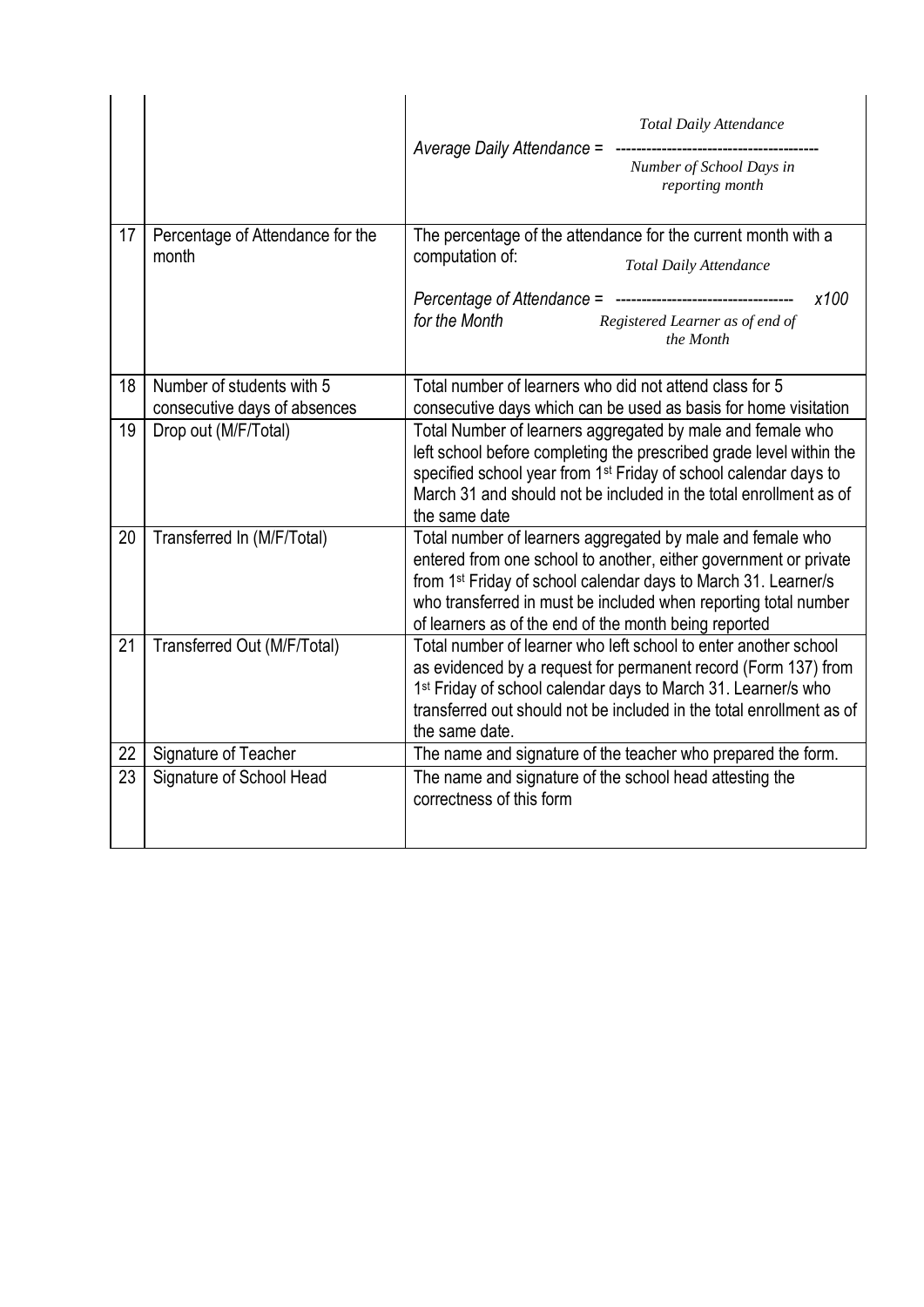| | | |
|---|---|---|
| | | $$\text{Average Daily Attendance} = \frac{\text{Total Daily Attendance}}{\text{Number of School Days in reporting month}}$$ |
| 17 | Percentage of Attendance for the month | The percentage of the attendance for the current month with a computation of: $$\text{Percentage of Attendance for the Month} = \frac{\text{Total Daily Attendance}}{\text{Registered Learner as of end of the Month}} \times 100$$ |
| 18 | Number of students with 5 consecutive days of absences | Total number of learners who did not attend class for 5 consecutive days which can be used as basis for home visitation |
| 19 | Drop out (M/F/Total) | Total Number of learners aggregated by male and female who left school before completing the prescribed grade level within the specified school year from 1st Friday of school calendar days to March 31 and should not be included in the total enrollment as of the same date |
| 20 | Transferred In (M/F/Total) | Total number of learners aggregated by male and female who entered from one school to another, either government or private from 1st Friday of school calendar days to March 31. Learner/s who transferred in must be included when reporting total number of learners as of the end of the month being reported |
| 21 | Transferred Out (M/F/Total) | Total number of learner who left school to enter another school as evidenced by a request for permanent record (Form 137) from 1st Friday of school calendar days to March 31. Learner/s who transferred out should not be included in the total enrollment as of the same date. |
| 22 | Signature of Teacher | The name and signature of the teacher who prepared the form. |
| 23 | Signature of School Head | The name and signature of the school head attesting the correctness of this form |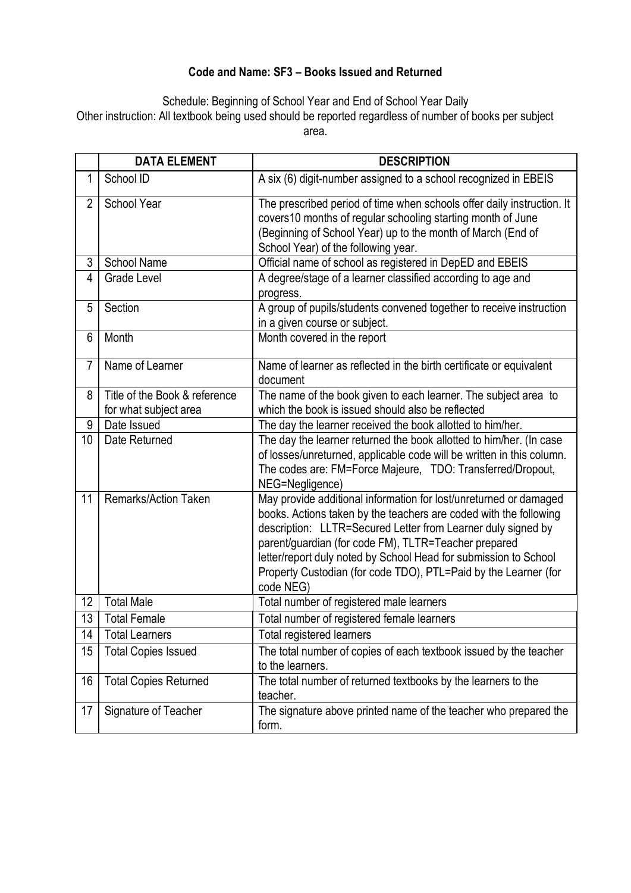**Code and Name: SF3 – Books Issued and Returned**

Schedule: Beginning of School Year and End of School Year Daily
Other instruction: All textbook being used should be reported regardless of number of books per subject area.

| | DATA ELEMENT | DESCRIPTION |
|---|---|---|
| 1 | School ID | A six (6) digit-number assigned to a school recognized in EBEIS |
| 2 | School Year | The prescribed period of time when schools offer daily instruction. It covers10 months of regular schooling starting month of June (Beginning of School Year) up to the month of March (End of School Year) of the following year. |
| 3 | School Name | Official name of school as registered in DepED and EBEIS |
| 4 | Grade Level | A degree/stage of a learner classified according to age and progress. |
| 5 | Section | A group of pupils/students convened together to receive instruction in a given course or subject. |
| 6 | Month | Month covered in the report |
| 7 | Name of Learner | Name of learner as reflected in the birth certificate or equivalent document |
| 8 | Title of the Book & reference for what subject area | The name of the book given to each learner. The subject area to which the book is issued should also be reflected |
| 9 | Date Issued | The day the learner received the book allotted to him/her. |
| 10 | Date Returned | The day the learner returned the book allotted to him/her. (In case of losses/unreturned, applicable code will be written in this column. The codes are: FM=Force Majeure, TDO: Transferred/Dropout, NEG=Negligence) |
| 11 | Remarks/Action Taken | May provide additional information for lost/unreturned or damaged books. Actions taken by the teachers are coded with the following description: LLTR=Secured Letter from Learner duly signed by parent/guardian (for code FM), TLTR=Teacher prepared letter/report duly noted by School Head for submission to School Property Custodian (for code TDO), PTL=Paid by the Learner (for code NEG) |
| 12 | Total Male | Total number of registered male learners |
| 13 | Total Female | Total number of registered female learners |
| 14 | Total Learners | Total registered learners |
| 15 | Total Copies Issued | The total number of copies of each textbook issued by the teacher to the learners. |
| 16 | Total Copies Returned | The total number of returned textbooks by the learners to the teacher. |
| 17 | Signature of Teacher | The signature above printed name of the teacher who prepared the form. |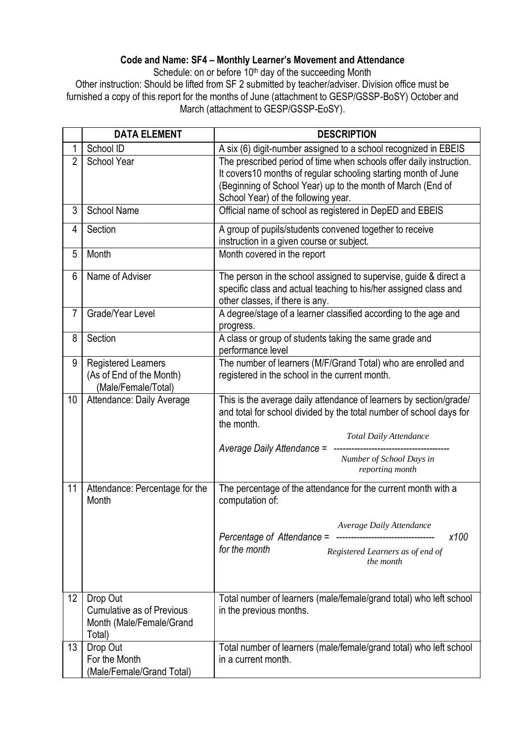**Code and Name: SF4 – Monthly Learner's Movement and Attendance**

Schedule: on or before 10th day of the succeeding Month

Other instruction: Should be lifted from SF 2 submitted by teacher/adviser. Division office must be furnished a copy of this report for the months of June (attachment to GESP/GSSP-BoSY) October and March (attachment to GESP/GSSP-EoSY).

| | DATA ELEMENT | DESCRIPTION |
|---|---|---|
| 1 | School ID | A six (6) digit-number assigned to a school recognized in EBEIS |
| 2 | School Year | The prescribed period of time when schools offer daily instruction. It covers10 months of regular schooling starting month of June (Beginning of School Year) up to the month of March (End of School Year) of the following year. |
| 3 | School Name | Official name of school as registered in DepED and EBEIS |
| 4 | Section | A group of pupils/students convened together to receive instruction in a given course or subject. |
| 5 | Month | Month covered in the report |
| 6 | Name of Adviser | The person in the school assigned to supervise, guide & direct a specific class and actual teaching to his/her assigned class and other classes, if there is any. |
| 7 | Grade/Year Level | A degree/stage of a learner classified according to the age and progress. |
| 8 | Section | A class or group of students taking the same grade and performance level |
| 9 | Registered Learners (As of End of the Month) (Male/Female/Total) | The number of learners (M/F/Grand Total) who are enrolled and registered in the school in the current month. |
| 10 | Attendance: Daily Average | This is the average daily attendance of learners by section/grade/ and total for school divided by the total number of school days for the month. $$\text{Average Daily Attendance} = \frac{\text{Total Daily Attendance}}{\text{Number of School Days in reporting month}}$$ |
| 11 | Attendance: Percentage for the Month | The percentage of the attendance for the current month with a computation of: $$\text{Percentage of Attendance for the month} = \frac{\text{Average Daily Attendance}}{\text{Registered Learners as of end of the month}} \times 100$$ |
| 12 | Drop Out Cumulative as of Previous Month (Male/Female/Grand Total) | Total number of learners (male/female/grand total) who left school in the previous months. |
| 13 | Drop Out For the Month (Male/Female/Grand Total) | Total number of learners (male/female/grand total) who left school in a current month. |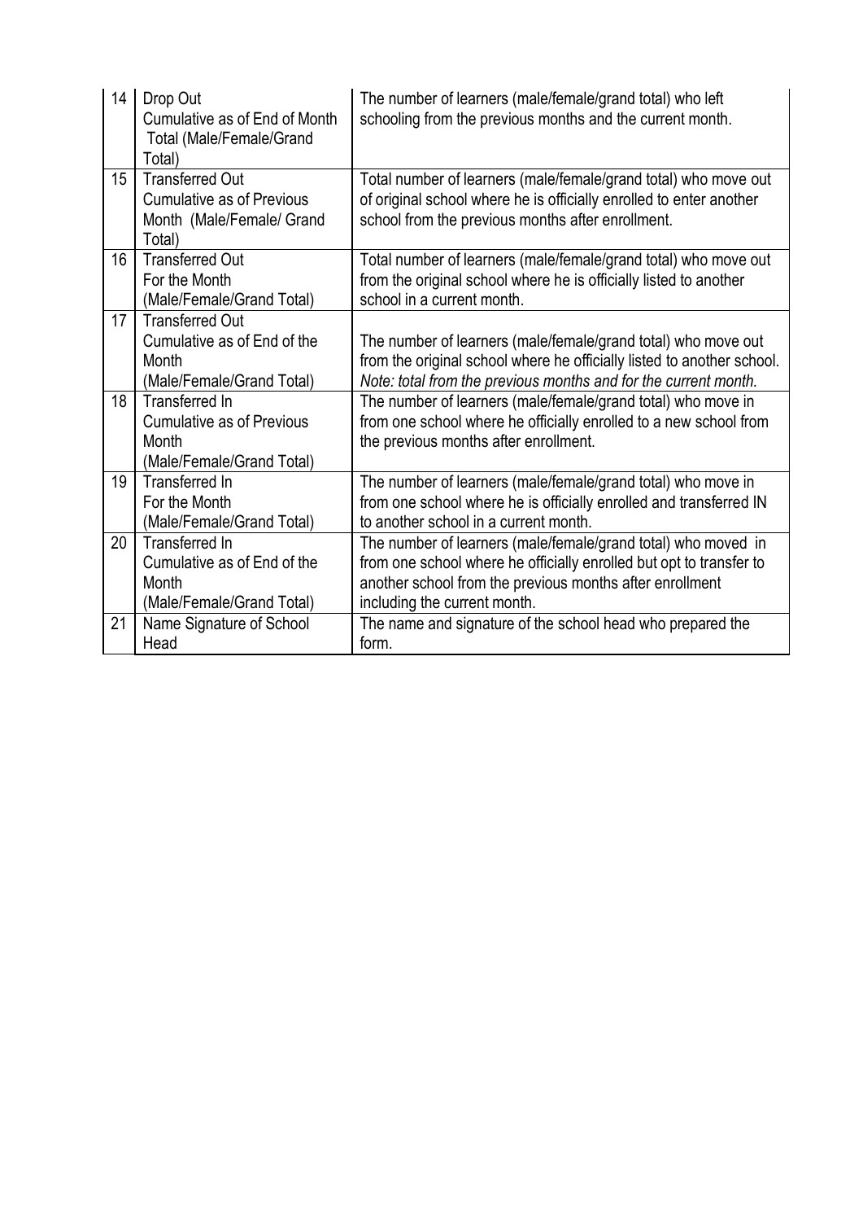| 14 | Drop Out<br>Cumulative as of End of Month<br>Total (Male/Female/Grand Total) | The number of learners (male/female/grand total) who left schooling from the previous months and the current month. |
|---|---|---|
| 15 | Transferred Out<br>Cumulative as of Previous Month (Male/Female/ Grand Total) | Total number of learners (male/female/grand total) who move out of original school where he is officially enrolled to enter another school from the previous months after enrollment. |
| 16 | Transferred Out<br>For the Month<br>(Male/Female/Grand Total) | Total number of learners (male/female/grand total) who move out from the original school where he is officially listed to another school in a current month. |
| 17 | Transferred Out<br>Cumulative as of End of the Month<br>(Male/Female/Grand Total) | The number of learners (male/female/grand total) who move out from the original school where he officially listed to another school. *Note: total from the previous months and for the current month.* |
| 18 | Transferred In<br>Cumulative as of Previous Month<br>(Male/Female/Grand Total) | The number of learners (male/female/grand total) who move in from one school where he officially enrolled to a new school from the previous months after enrollment. |
| 19 | Transferred In<br>For the Month<br>(Male/Female/Grand Total) | The number of learners (male/female/grand total) who move in from one school where he is officially enrolled and transferred IN to another school in a current month. |
| 20 | Transferred In<br>Cumulative as of End of the Month<br>(Male/Female/Grand Total) | The number of learners (male/female/grand total) who moved in from one school where he officially enrolled but opt to transfer to another school from the previous months after enrollment including the current month. |
| 21 | Name Signature of School Head | The name and signature of the school head who prepared the form. |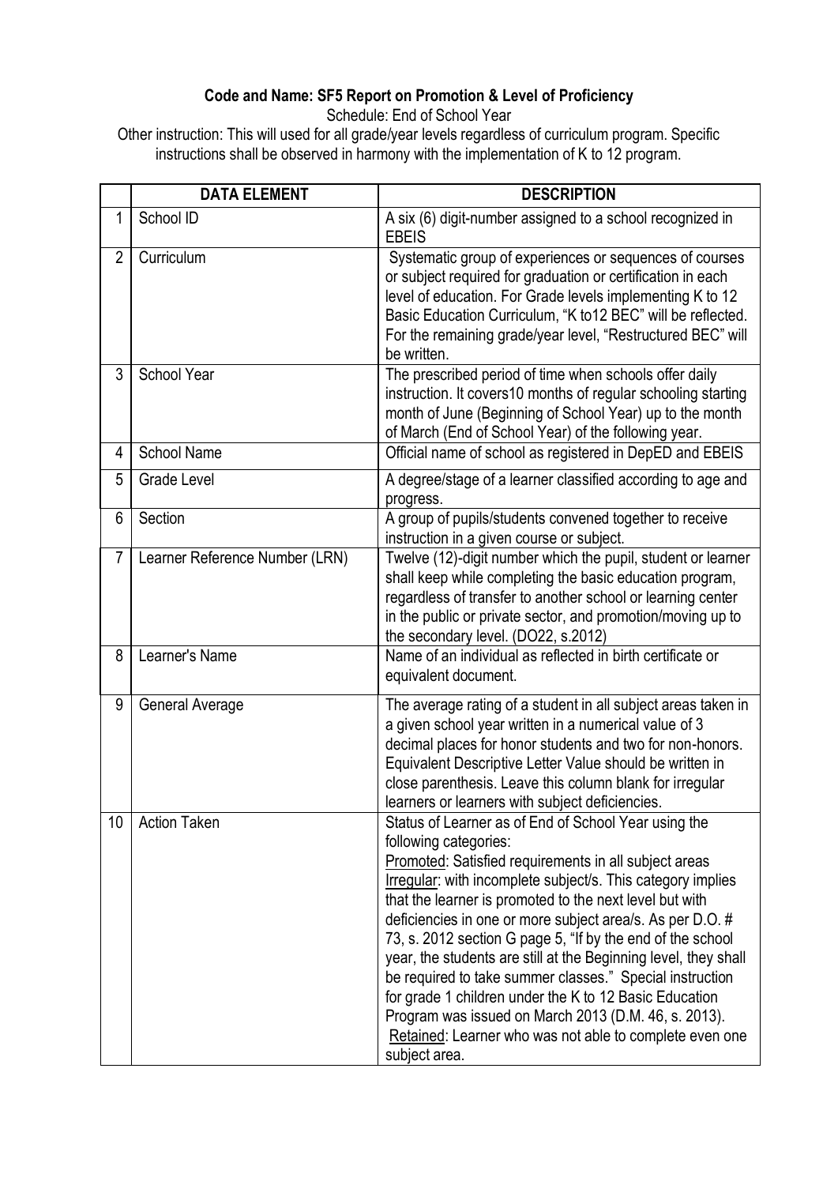**Code and Name: SF5 Report on Promotion & Level of Proficiency**

Schedule: End of School Year

Other instruction: This will used for all grade/year levels regardless of curriculum program. Specific instructions shall be observed in harmony with the implementation of K to 12 program.

| | DATA ELEMENT | DESCRIPTION |
|---|---|---|
| 1 | School ID | A six (6) digit-number assigned to a school recognized in EBEIS |
| 2 | Curriculum | Systematic group of experiences or sequences of courses or subject required for graduation or certification in each level of education. For Grade levels implementing K to 12 Basic Education Curriculum, "K to12 BEC" will be reflected. For the remaining grade/year level, "Restructured BEC" will be written. |
| 3 | School Year | The prescribed period of time when schools offer daily instruction. It covers10 months of regular schooling starting month of June (Beginning of School Year) up to the month of March (End of School Year) of the following year. |
| 4 | School Name | Official name of school as registered in DepED and EBEIS |
| 5 | Grade Level | A degree/stage of a learner classified according to age and progress. |
| 6 | Section | A group of pupils/students convened together to receive instruction in a given course or subject. |
| 7 | Learner Reference Number (LRN) | Twelve (12)-digit number which the pupil, student or learner shall keep while completing the basic education program, regardless of transfer to another school or learning center in the public or private sector, and promotion/moving up to the secondary level. (DO22, s.2012) |
| 8 | Learner's Name | Name of an individual as reflected in birth certificate or equivalent document. |
| 9 | General Average | The average rating of a student in all subject areas taken in a given school year written in a numerical value of 3 decimal places for honor students and two for non-honors. Equivalent Descriptive Letter Value should be written in close parenthesis. Leave this column blank for irregular learners or learners with subject deficiencies. |
| 10 | Action Taken | Status of Learner as of End of School Year using the following categories:<br>Promoted: Satisfied requirements in all subject areas<br>Irregular: with incomplete subject/s. This category implies that the learner is promoted to the next level but with deficiencies in one or more subject area/s. As per D.O. # 73, s. 2012 section G page 5, "If by the end of the school year, the students are still at the Beginning level, they shall be required to take summer classes." Special instruction for grade 1 children under the K to 12 Basic Education Program was issued on March 2013 (D.M. 46, s. 2013).<br>Retained: Learner who was not able to complete even one subject area. |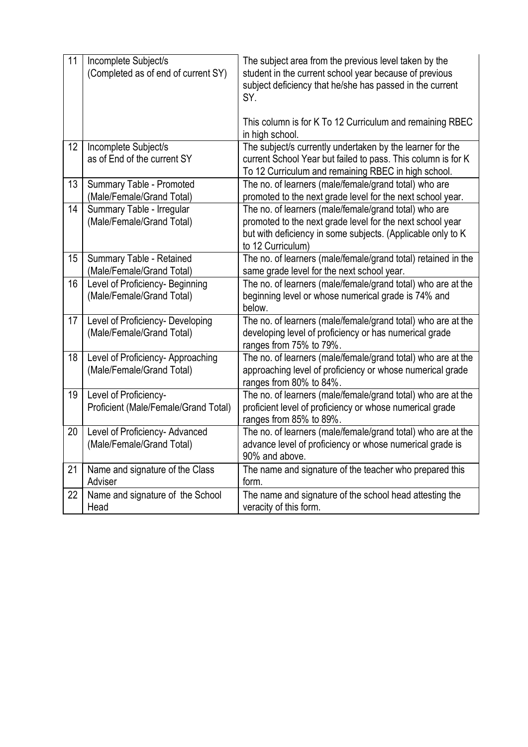| | | |
|---|---|---|
| 11 | Incomplete Subject/s (Completed as of end of current SY) | The subject area from the previous level taken by the student in the current school year because of previous subject deficiency that he/she has passed in the current SY.<br><br>This column is for K To 12 Curriculum and remaining RBEC in high school. |
| 12 | Incomplete Subject/s as of End of the current SY | The subject/s currently undertaken by the learner for the current School Year but failed to pass. This column is for K To 12 Curriculum and remaining RBEC in high school. |
| 13 | Summary Table - Promoted (Male/Female/Grand Total) | The no. of learners (male/female/grand total) who are promoted to the next grade level for the next school year. |
| 14 | Summary Table - Irregular (Male/Female/Grand Total) | The no. of learners (male/female/grand total) who are promoted to the next grade level for the next school year but with deficiency in some subjects. (Applicable only to K to 12 Curriculum) |
| 15 | Summary Table - Retained (Male/Female/Grand Total) | The no. of learners (male/female/grand total) retained in the same grade level for the next school year. |
| 16 | Level of Proficiency- Beginning (Male/Female/Grand Total) | The no. of learners (male/female/grand total) who are at the beginning level or whose numerical grade is 74% and below. |
| 17 | Level of Proficiency- Developing (Male/Female/Grand Total) | The no. of learners (male/female/grand total) who are at the developing level of proficiency or has numerical grade ranges from 75% to 79%. |
| 18 | Level of Proficiency- Approaching (Male/Female/Grand Total) | The no. of learners (male/female/grand total) who are at the approaching level of proficiency or whose numerical grade ranges from 80% to 84%. |
| 19 | Level of Proficiency- Proficient (Male/Female/Grand Total) | The no. of learners (male/female/grand total) who are at the proficient level of proficiency or whose numerical grade ranges from 85% to 89%. |
| 20 | Level of Proficiency- Advanced (Male/Female/Grand Total) | The no. of learners (male/female/grand total) who are at the advance level of proficiency or whose numerical grade is 90% and above. |
| 21 | Name and signature of the Class Adviser | The name and signature of the teacher who prepared this form. |
| 22 | Name and signature of the School Head | The name and signature of the school head attesting the veracity of this form. |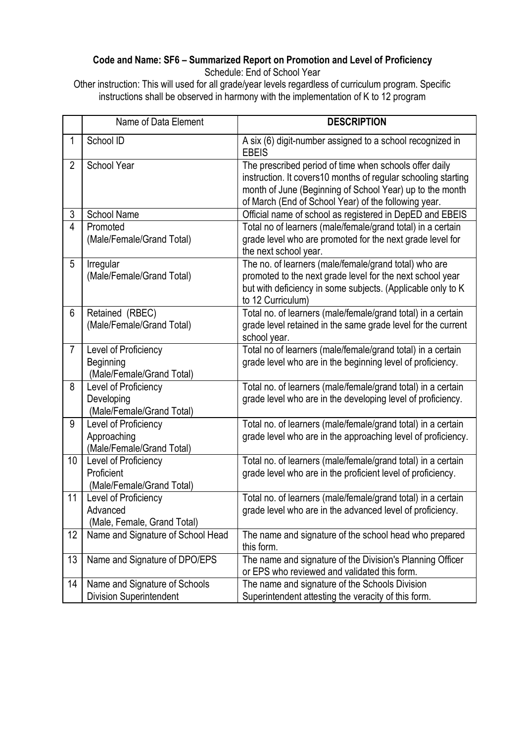**Code and Name: SF6 – Summarized Report on Promotion and Level of Proficiency**

Schedule: End of School Year

Other instruction: This will used for all grade/year levels regardless of curriculum program. Specific instructions shall be observed in harmony with the implementation of K to 12 program

| | Name of Data Element | **DESCRIPTION** |
|---|---|---|
| 1 | School ID | A six (6) digit-number assigned to a school recognized in EBEIS |
| 2 | School Year | The prescribed period of time when schools offer daily instruction. It covers10 months of regular schooling starting month of June (Beginning of School Year) up to the month of March (End of School Year) of the following year. |
| 3 | School Name | Official name of school as registered in DepED and EBEIS |
| 4 | Promoted (Male/Female/Grand Total) | Total no of learners (male/female/grand total) in a certain grade level who are promoted for the next grade level for the next school year. |
| 5 | Irregular (Male/Female/Grand Total) | The no. of learners (male/female/grand total) who are promoted to the next grade level for the next school year but with deficiency in some subjects. (Applicable only to K to 12 Curriculum) |
| 6 | Retained (RBEC) (Male/Female/Grand Total) | Total no. of learners (male/female/grand total) in a certain grade level retained in the same grade level for the current school year. |
| 7 | Level of Proficiency Beginning (Male/Female/Grand Total) | Total no of learners (male/female/grand total) in a certain grade level who are in the beginning level of proficiency. |
| 8 | Level of Proficiency Developing (Male/Female/Grand Total) | Total no. of learners (male/female/grand total) in a certain grade level who are in the developing level of proficiency. |
| 9 | Level of Proficiency Approaching (Male/Female/Grand Total) | Total no. of learners (male/female/grand total) in a certain grade level who are in the approaching level of proficiency. |
| 10 | Level of Proficiency Proficient (Male/Female/Grand Total) | Total no. of learners (male/female/grand total) in a certain grade level who are in the proficient level of proficiency. |
| 11 | Level of Proficiency Advanced (Male, Female, Grand Total) | Total no. of learners (male/female/grand total) in a certain grade level who are in the advanced level of proficiency. |
| 12 | Name and Signature of School Head | The name and signature of the school head who prepared this form. |
| 13 | Name and Signature of DPO/EPS | The name and signature of the Division's Planning Officer or EPS who reviewed and validated this form. |
| 14 | Name and Signature of Schools Division Superintendent | The name and signature of the Schools Division Superintendent attesting the veracity of this form. |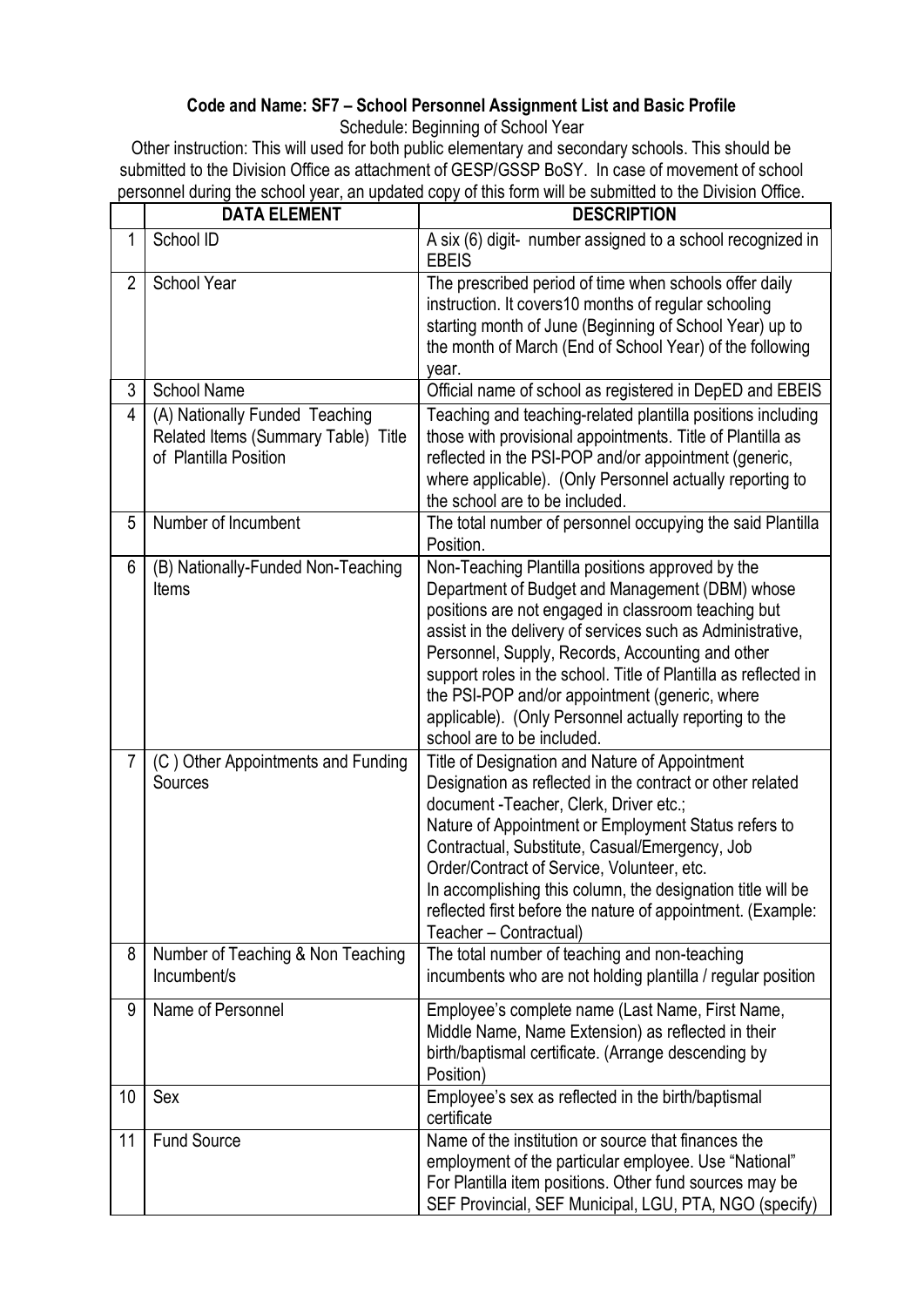**Code and Name: SF7 – School Personnel Assignment List and Basic Profile**

Schedule: Beginning of School Year

Other instruction: This will used for both public elementary and secondary schools. This should be submitted to the Division Office as attachment of GESP/GSSP BoSY. In case of movement of school personnel during the school year, an updated copy of this form will be submitted to the Division Office.

| | DATA ELEMENT | DESCRIPTION |
|---|---|---|
| 1 | School ID | A six (6) digit- number assigned to a school recognized in EBEIS |
| 2 | School Year | The prescribed period of time when schools offer daily instruction. It covers10 months of regular schooling starting month of June (Beginning of School Year) up to the month of March (End of School Year) of the following year. |
| 3 | School Name | Official name of school as registered in DepED and EBEIS |
| 4 | (A) Nationally Funded Teaching Related Items (Summary Table) Title of Plantilla Position | Teaching and teaching-related plantilla positions including those with provisional appointments. Title of Plantilla as reflected in the PSI-POP and/or appointment (generic, where applicable). (Only Personnel actually reporting to the school are to be included. |
| 5 | Number of Incumbent | The total number of personnel occupying the said Plantilla Position. |
| 6 | (B) Nationally-Funded Non-Teaching Items | Non-Teaching Plantilla positions approved by the Department of Budget and Management (DBM) whose positions are not engaged in classroom teaching but assist in the delivery of services such as Administrative, Personnel, Supply, Records, Accounting and other support roles in the school. Title of Plantilla as reflected in the PSI-POP and/or appointment (generic, where applicable). (Only Personnel actually reporting to the school are to be included. |
| 7 | (C ) Other Appointments and Funding Sources | Title of Designation and Nature of Appointment Designation as reflected in the contract or other related document -Teacher, Clerk, Driver etc.; Nature of Appointment or Employment Status refers to Contractual, Substitute, Casual/Emergency, Job Order/Contract of Service, Volunteer, etc. In accomplishing this column, the designation title will be reflected first before the nature of appointment. (Example: Teacher – Contractual) |
| 8 | Number of Teaching & Non Teaching Incumbent/s | The total number of teaching and non-teaching incumbents who are not holding plantilla / regular position |
| 9 | Name of Personnel | Employee's complete name (Last Name, First Name, Middle Name, Name Extension) as reflected in their birth/baptismal certificate. (Arrange descending by Position) |
| 10 | Sex | Employee's sex as reflected in the birth/baptismal certificate |
| 11 | Fund Source | Name of the institution or source that finances the employment of the particular employee. Use "National" For Plantilla item positions. Other fund sources may be SEF Provincial, SEF Municipal, LGU, PTA, NGO (specify) |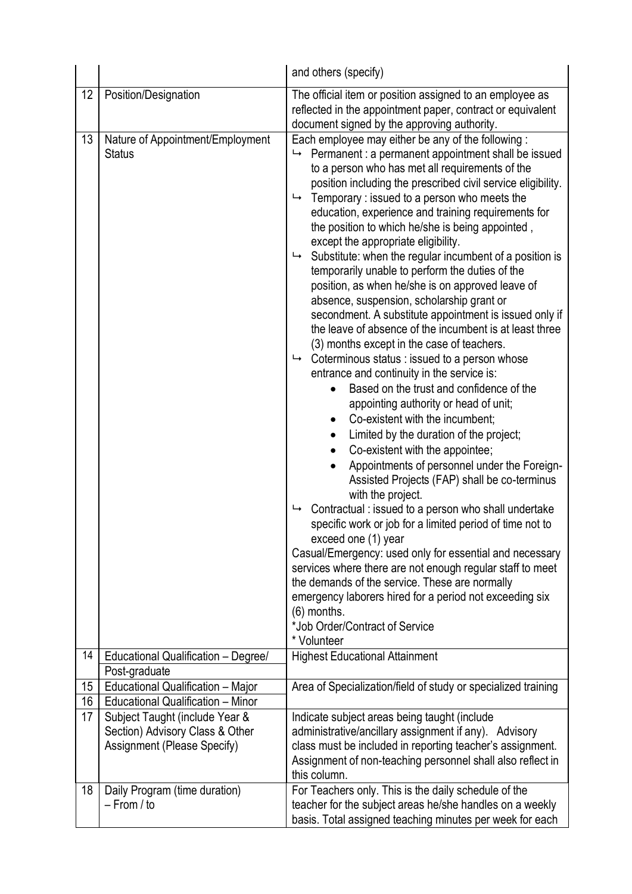| | | |
|---|---|---|
| | | and others (specify) |
| 12 | Position/Designation | The official item or position assigned to an employee as reflected in the appointment paper, contract or equivalent document signed by the approving authority. |
| 13 | Nature of Appointment/Employment Status | Each employee may either be any of the following :<br>↳ Permanent : a permanent appointment shall be issued to a person who has met all requirements of the position including the prescribed civil service eligibility.<br>↳ Temporary : issued to a person who meets the education, experience and training requirements for the position to which he/she is being appointed , except the appropriate eligibility.<br>↳ Substitute: when the regular incumbent of a position is temporarily unable to perform the duties of the position, as when he/she is on approved leave of absence, suspension, scholarship grant or secondment. A substitute appointment is issued only if the leave of absence of the incumbent is at least three (3) months except in the case of teachers.<br>↳ Coterminous status : issued to a person whose entrance and continuity in the service is:<br>• Based on the trust and confidence of the appointing authority or head of unit;<br>• Co-existent with the incumbent;<br>• Limited by the duration of the project;<br>• Co-existent with the appointee;<br>• Appointments of personnel under the Foreign-Assisted Projects (FAP) shall be co-terminus with the project.<br>↳ Contractual : issued to a person who shall undertake specific work or job for a limited period of time not to exceed one (1) year<br>Casual/Emergency: used only for essential and necessary services where there are not enough regular staff to meet the demands of the service. These are normally emergency laborers hired for a period not exceeding six (6) months.<br>*Job Order/Contract of Service<br>* Volunteer |
| 14 | Educational Qualification – Degree/ Post-graduate | Highest Educational Attainment |
| 15 | Educational Qualification – Major | Area of Specialization/field of study or specialized training |
| 16 | Educational Qualification – Minor | |
| 17 | Subject Taught (include Year & Section) Advisory Class & Other Assignment (Please Specify) | Indicate subject areas being taught (include administrative/ancillary assignment if any). Advisory class must be included in reporting teacher's assignment. Assignment of non-teaching personnel shall also reflect in this column. |
| 18 | Daily Program (time duration) – From / to | For Teachers only. This is the daily schedule of the teacher for the subject areas he/she handles on a weekly basis. Total assigned teaching minutes per week for each |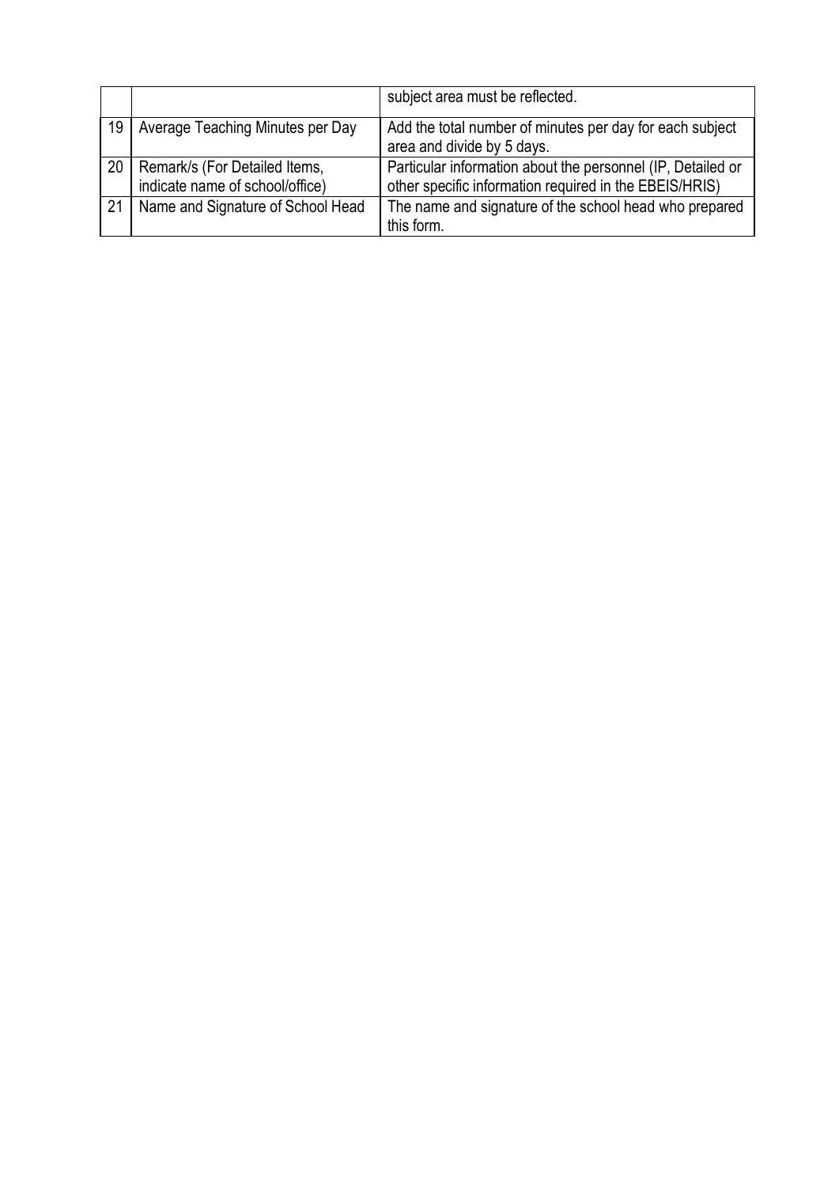| | | |
|---|---|---|
| | | subject area must be reflected. |
| 19 | Average Teaching Minutes per Day | Add the total number of minutes per day for each subject area and divide by 5 days. |
| 20 | Remark/s (For Detailed Items, indicate name of school/office) | Particular information about the personnel (IP, Detailed or other specific information required in the EBEIS/HRIS) |
| 21 | Name and Signature of School Head | The name and signature of the school head who prepared this form. |